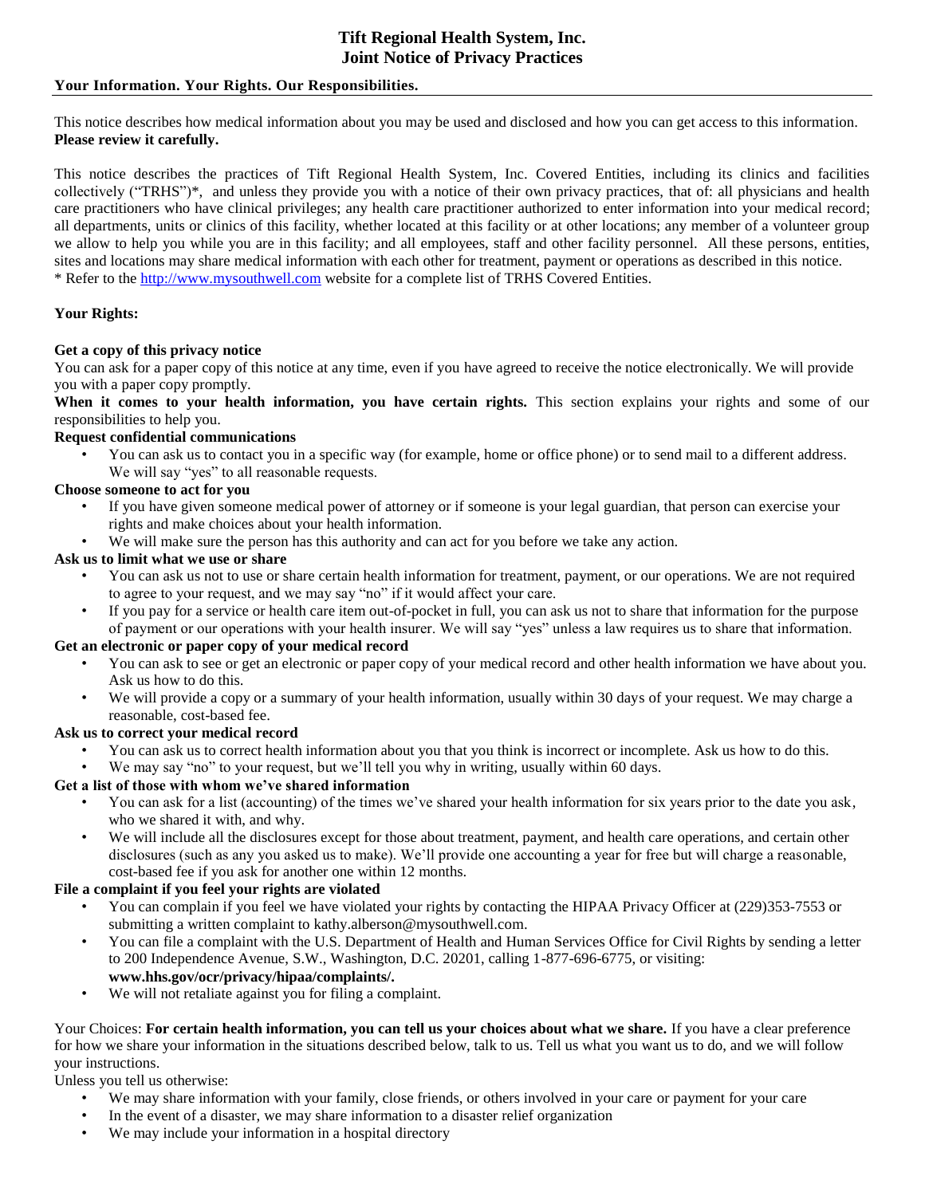# Tift Regional Health System, Inc.
# Joint Notice of Privacy Practices

**Your Information. Your Rights. Our Responsibilities.**

---

This notice describes how medical information about you may be used and disclosed and how you can get access to this information. **Please review it carefully.**

This notice describes the practices of Tift Regional Health System, Inc. Covered Entities, including its clinics and facilities collectively ("TRHS")*, and unless they provide you with a notice of their own privacy practices, that of: all physicians and health care practitioners who have clinical privileges; any health care practitioner authorized to enter information into your medical record; all departments, units or clinics of this facility, whether located at this facility or at other locations; any member of a volunteer group we allow to help you while you are in this facility; and all employees, staff and other facility personnel. All these persons, entities, sites and locations may share medical information with each other for treatment, payment or operations as described in this notice.
* Refer to the http://www.mysouthwell.com website for a complete list of TRHS Covered Entities.

**Your Rights:**

**Get a copy of this privacy notice**
You can ask for a paper copy of this notice at any time, even if you have agreed to receive the notice electronically. We will provide you with a paper copy promptly.

**When it comes to your health information, you have certain rights.** This section explains your rights and some of our responsibilities to help you.

**Request confidential communications**

- You can ask us to contact you in a specific way (for example, home or office phone) or to send mail to a different address. We will say "yes" to all reasonable requests.

**Choose someone to act for you**

- If you have given someone medical power of attorney or if someone is your legal guardian, that person can exercise your rights and make choices about your health information.
- We will make sure the person has this authority and can act for you before we take any action.

**Ask us to limit what we use or share**

- You can ask us not to use or share certain health information for treatment, payment, or our operations. We are not required to agree to your request, and we may say "no" if it would affect your care.
- If you pay for a service or health care item out-of-pocket in full, you can ask us not to share that information for the purpose of payment or our operations with your health insurer. We will say "yes" unless a law requires us to share that information.

**Get an electronic or paper copy of your medical record**

- You can ask to see or get an electronic or paper copy of your medical record and other health information we have about you. Ask us how to do this.
- We will provide a copy or a summary of your health information, usually within 30 days of your request. We may charge a reasonable, cost-based fee.

**Ask us to correct your medical record**

- You can ask us to correct health information about you that you think is incorrect or incomplete. Ask us how to do this.
- We may say "no" to your request, but we'll tell you why in writing, usually within 60 days.

**Get a list of those with whom we've shared information**

- You can ask for a list (accounting) of the times we've shared your health information for six years prior to the date you ask, who we shared it with, and why.
- We will include all the disclosures except for those about treatment, payment, and health care operations, and certain other disclosures (such as any you asked us to make). We'll provide one accounting a year for free but will charge a reasonable, cost-based fee if you ask for another one within 12 months.

**File a complaint if you feel your rights are violated**

- You can complain if you feel we have violated your rights by contacting the HIPAA Privacy Officer at (229)353-7553 or submitting a written complaint to kathy.alberson@mysouthwell.com.
- You can file a complaint with the U.S. Department of Health and Human Services Office for Civil Rights by sending a letter to 200 Independence Avenue, S.W., Washington, D.C. 20201, calling 1-877-696-6775, or visiting: **www.hhs.gov/ocr/privacy/hipaa/complaints/.**
- We will not retaliate against you for filing a complaint.

Your Choices: **For certain health information, you can tell us your choices about what we share.** If you have a clear preference for how we share your information in the situations described below, talk to us. Tell us what you want us to do, and we will follow your instructions.

Unless you tell us otherwise:

- We may share information with your family, close friends, or others involved in your care or payment for your care
- In the event of a disaster, we may share information to a disaster relief organization
- We may include your information in a hospital directory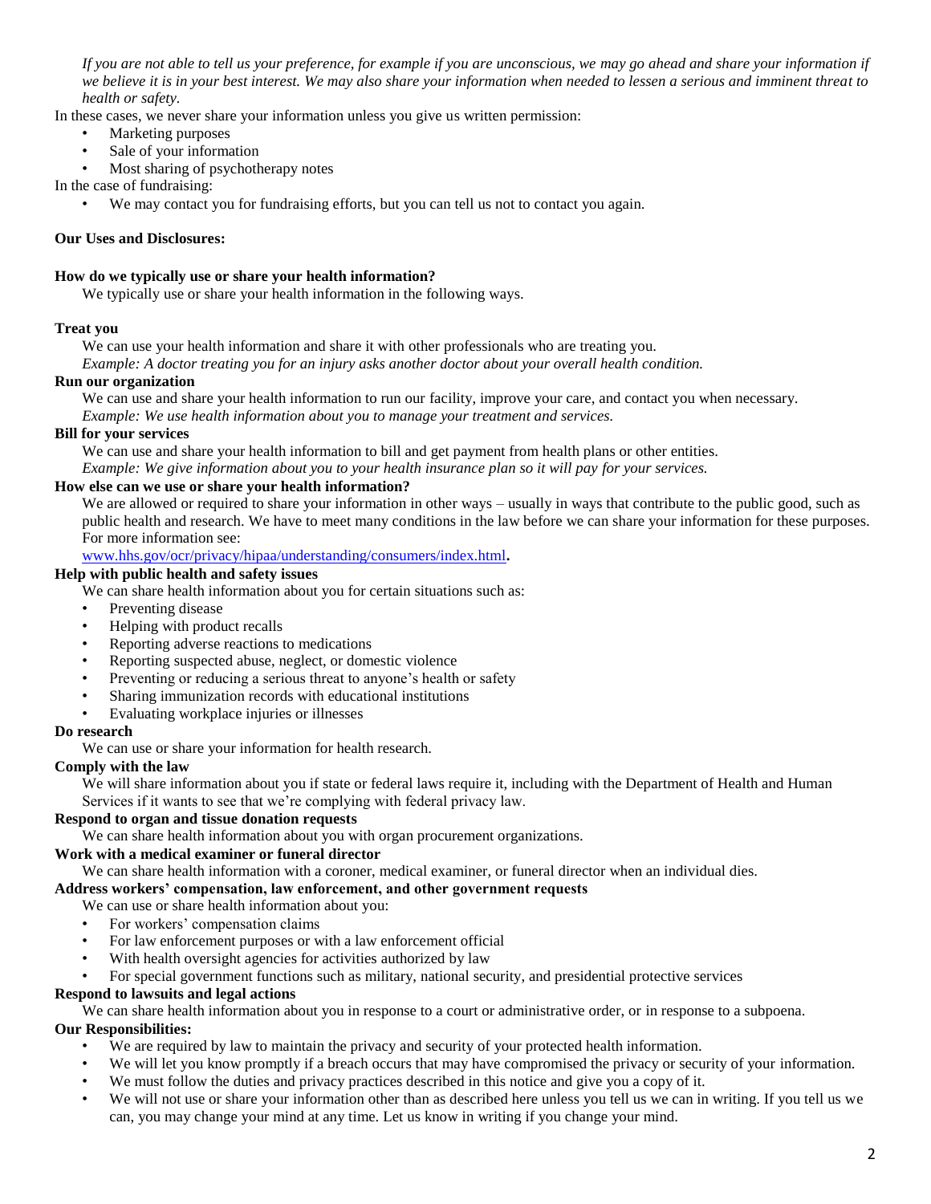*If you are not able to tell us your preference, for example if you are unconscious, we may go ahead and share your information if we believe it is in your best interest. We may also share your information when needed to lessen a serious and imminent threat to health or safety.*

In these cases, we never share your information unless you give us written permission:

- Marketing purposes
- Sale of your information
- Most sharing of psychotherapy notes

In the case of fundraising:

- We may contact you for fundraising efforts, but you can tell us not to contact you again.

**Our Uses and Disclosures:**

**How do we typically use or share your health information?**

We typically use or share your health information in the following ways.

**Treat you**

We can use your health information and share it with other professionals who are treating you.

*Example: A doctor treating you for an injury asks another doctor about your overall health condition.*

**Run our organization**

We can use and share your health information to run our facility, improve your care, and contact you when necessary.

*Example: We use health information about you to manage your treatment and services.*

**Bill for your services**

We can use and share your health information to bill and get payment from health plans or other entities.

*Example: We give information about you to your health insurance plan so it will pay for your services.*

**How else can we use or share your health information?**

We are allowed or required to share your information in other ways – usually in ways that contribute to the public good, such as public health and research. We have to meet many conditions in the law before we can share your information for these purposes. For more information see:

[www.hhs.gov/ocr/privacy/hipaa/understanding/consumers/index.html](http://www.hhs.gov/ocr/privacy/hipaa/understanding/consumers/index.html).

**Help with public health and safety issues**

We can share health information about you for certain situations such as:

- Preventing disease
- Helping with product recalls
- Reporting adverse reactions to medications
- Reporting suspected abuse, neglect, or domestic violence
- Preventing or reducing a serious threat to anyone's health or safety
- Sharing immunization records with educational institutions
- Evaluating workplace injuries or illnesses

**Do research**

We can use or share your information for health research.

**Comply with the law**

We will share information about you if state or federal laws require it, including with the Department of Health and Human Services if it wants to see that we're complying with federal privacy law.

**Respond to organ and tissue donation requests**

We can share health information about you with organ procurement organizations.

**Work with a medical examiner or funeral director**

We can share health information with a coroner, medical examiner, or funeral director when an individual dies.

**Address workers' compensation, law enforcement, and other government requests**

We can use or share health information about you:

- For workers' compensation claims
- For law enforcement purposes or with a law enforcement official
- With health oversight agencies for activities authorized by law
- For special government functions such as military, national security, and presidential protective services

**Respond to lawsuits and legal actions**

We can share health information about you in response to a court or administrative order, or in response to a subpoena.

**Our Responsibilities:**

- We are required by law to maintain the privacy and security of your protected health information.
- We will let you know promptly if a breach occurs that may have compromised the privacy or security of your information.
- We must follow the duties and privacy practices described in this notice and give you a copy of it.
- We will not use or share your information other than as described here unless you tell us we can in writing. If you tell us we can, you may change your mind at any time. Let us know in writing if you change your mind.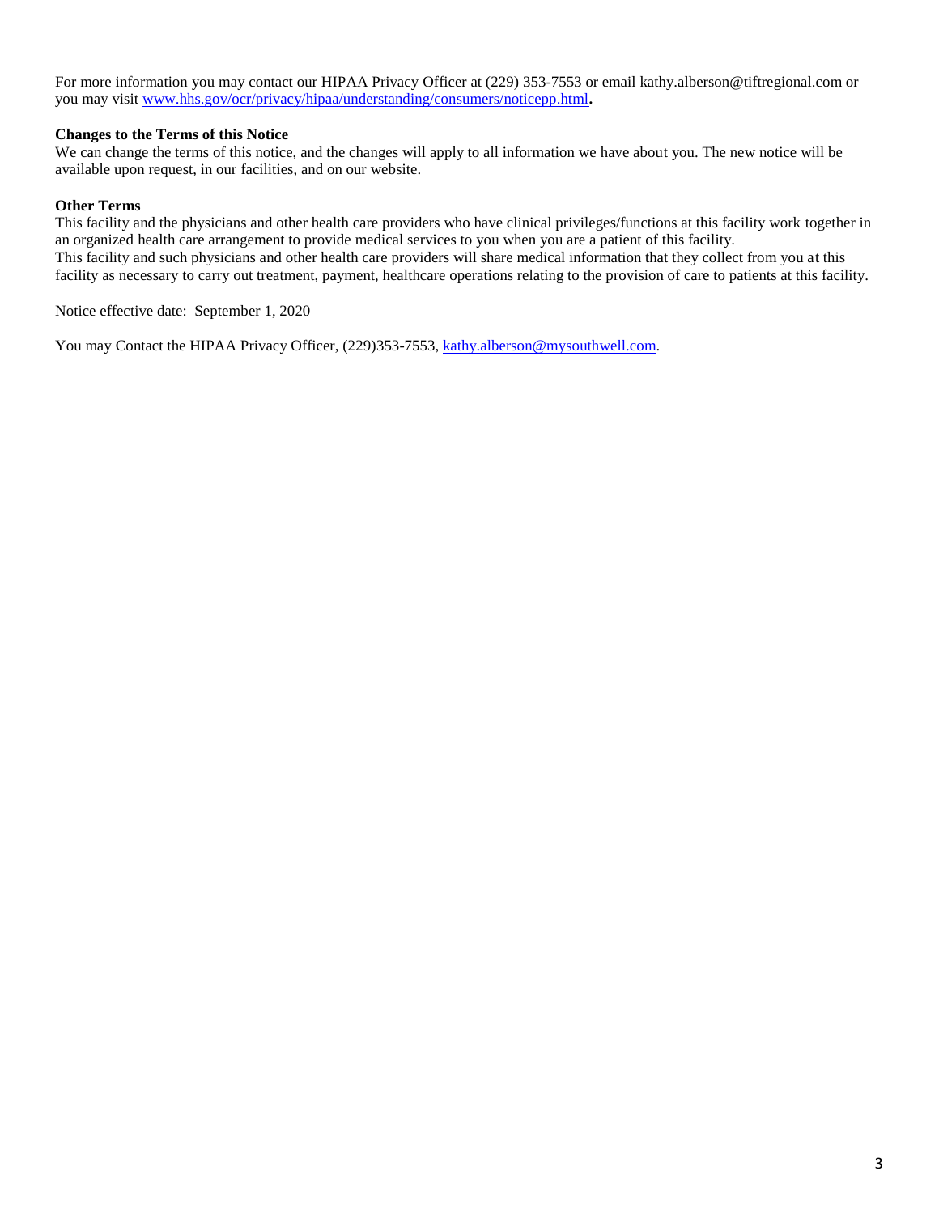For more information you may contact our HIPAA Privacy Officer at (229) 353-7553 or email kathy.alberson@tiftregional.com or you may visit www.hhs.gov/ocr/privacy/hipaa/understanding/consumers/noticepp.html**.**

**Changes to the Terms of this Notice**

We can change the terms of this notice, and the changes will apply to all information we have about you. The new notice will be available upon request, in our facilities, and on our website.

**Other Terms**

This facility and the physicians and other health care providers who have clinical privileges/functions at this facility work together in an organized health care arrangement to provide medical services to you when you are a patient of this facility.

This facility and such physicians and other health care providers will share medical information that they collect from you at this facility as necessary to carry out treatment, payment, healthcare operations relating to the provision of care to patients at this facility.

Notice effective date: September 1, 2020

You may Contact the HIPAA Privacy Officer, (229)353-7553, kathy.alberson@mysouthwell.com.